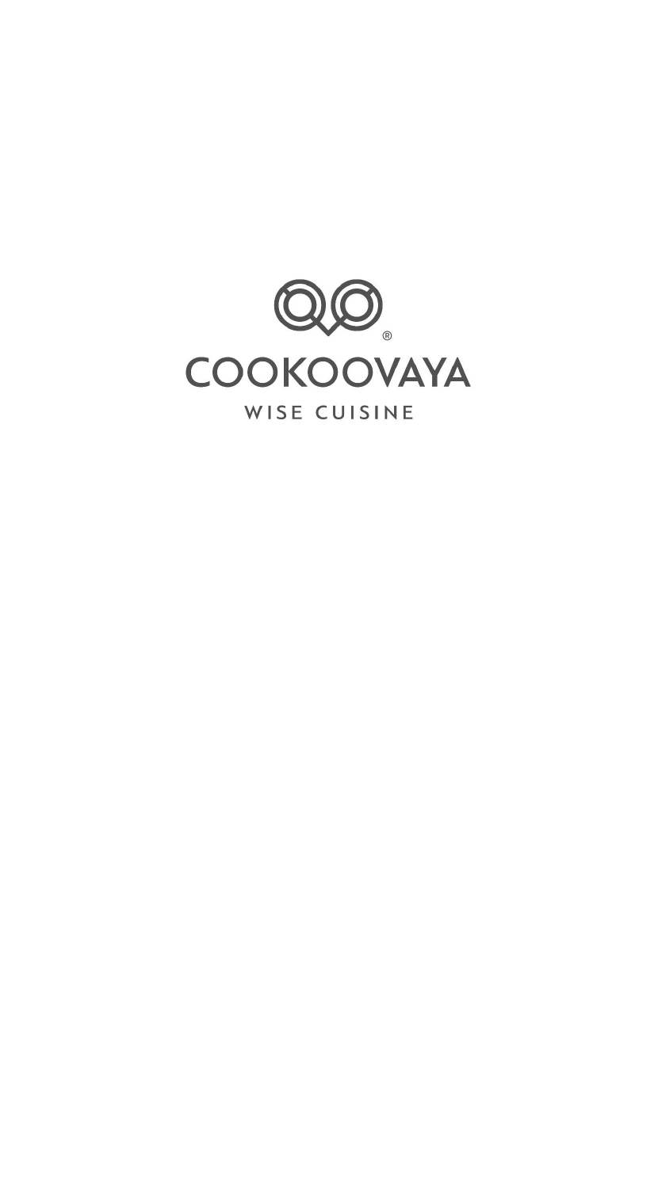# COOKOOVAYA®

WISE CUISINE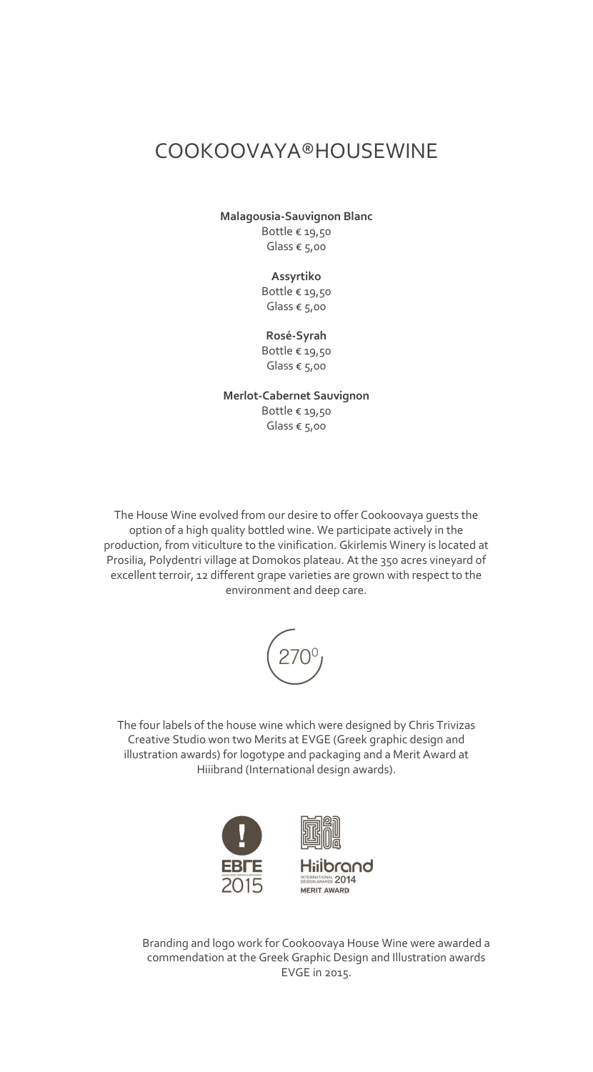# COOKOOVAYA®HOUSEWINE

**Malagousia-Sauvignon Blanc**
Bottle € 19,50
Glass € 5,00

**Assyrtiko**
Bottle € 19,50
Glass € 5,00

**Rosé-Syrah**
Bottle € 19,50
Glass € 5,00

**Merlot-Cabernet Sauvignon**
Bottle € 19,50
Glass € 5,00

The House Wine evolved from our desire to offer Cookoovaya guests the option of a high quality bottled wine. We participate actively in the production, from viticulture to the vinification. Gkirlemis Winery is located at Prosilia, Polydentri village at Domokos plateau. At the 350 acres vineyard of excellent terroir, 12 different grape varieties are grown with respect to the environment and deep care.

270⁰

The four labels of the house wine which were designed by Chris Trivizas Creative Studio won two Merits at EVGE (Greek graphic design and illustration awards) for logotype and packaging and a Merit Award at Hiiibrand (International design awards).

ΕΒΓΕ 2015

Hiiibrand International Design Awards 2014 Merit Award

Branding and logo work for Cookoovaya House Wine were awarded a commendation at the Greek Graphic Design and Illustration awards EVGE in 2015.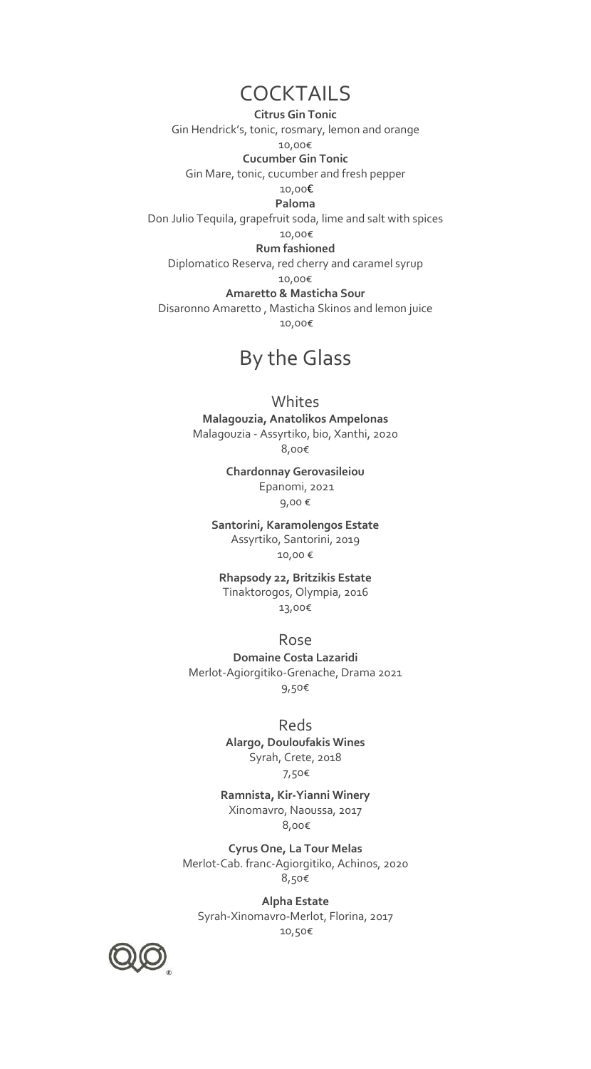# COCKTAILS

**Citrus Gin Tonic**
Gin Hendrick's, tonic, rosmary, lemon and orange
10,00€

**Cucumber Gin Tonic**
Gin Mare, tonic, cucumber and fresh pepper
10,00**€**

**Paloma**
Don Julio Tequila, grapefruit soda, lime and salt with spices
10,00€

**Rum fashioned**
Diplomatico Reserva, red cherry and caramel syrup
10,00€

**Amaretto & Masticha Sour**
Disaronno Amaretto , Masticha Skinos and lemon juice
10,00€

# By the Glass

## Whites

**Malagouzia, Anatolikos Ampelonas**
Malagouzia - Assyrtiko, bio, Xanthi, 2020
8,00€

**Chardonnay Gerovasileiou**
Epanomi, 2021
9,00 €

**Santorini, Karamolengos Estate**
Assyrtiko, Santorini, 2019
10,00 €

**Rhapsody 22, Britzikis Estate**
Tinaktorogos, Olympia, 2016
13,00€

## Rose

**Domaine Costa Lazaridi**
Merlot-Agiorgitiko-Grenache, Drama 2021
9,50€

## Reds

**Alargo, Douloufakis Wines**
Syrah, Crete, 2018
7,50€

**Ramnista, Kir-Yianni Winery**
Xinomavro, Naoussa, 2017
8,00€

**Cyrus One, La Tour Melas**
Merlot-Cab. franc-Agiorgitiko, Achinos, 2020
8,50€

**Alpha Estate**
Syrah-Xinomavro-Merlot, Florina, 2017
10,50€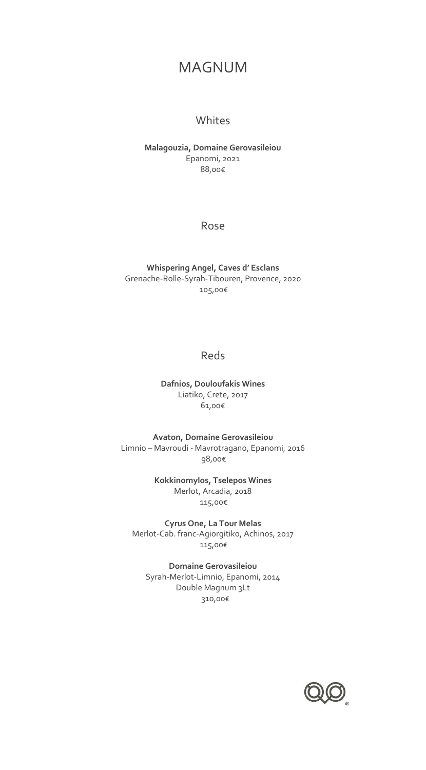# MAGNUM

## Whites

**Malagouzia, Domaine Gerovasileiou**
Epanomi, 2021
88,00€

## Rose

**Whispering Angel, Caves d' Esclans**
Grenache-Rolle-Syrah-Tibouren, Provence, 2020
105,00€

## Reds

**Dafnios, Douloufakis Wines**
Liatiko, Crete, 2017
61,00€

**Avaton, Domaine Gerovasileiou**
Limnio – Mavroudi - Mavrotragano, Epanomi, 2016
98,00€

**Kokkinomylos, Tselepos Wines**
Merlot, Arcadia, 2018
115,00€

**Cyrus One, La Tour Melas**
Merlot-Cab. franc-Agiorgitiko, Achinos, 2017
115,00€

**Domaine Gerovasileiou**
Syrah-Merlot-Limnio, Epanomi, 2014
Double Magnum 3Lt
310,00€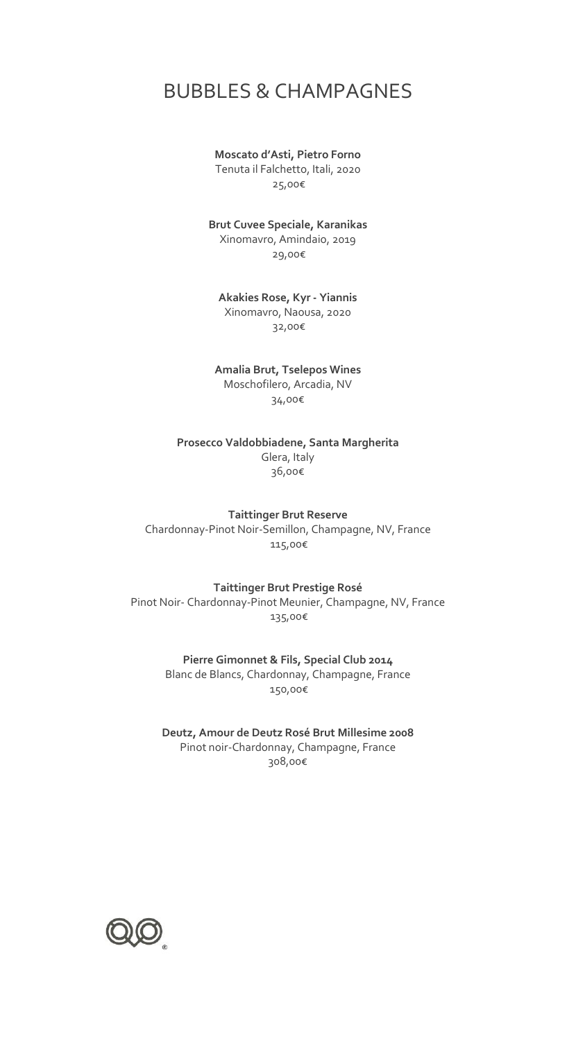# BUBBLES & CHAMPAGNES

**Moscato d'Asti, Pietro Forno**
Tenuta il Falchetto, Itali, 2020
25,00€

**Brut Cuvee Speciale, Karanikas**
Xinomavro, Amindaio, 2019
29,00€

**Akakies Rose, Kyr - Yiannis**
Xinomavro, Naousa, 2020
32,00€

**Amalia Brut, Tselepos Wines**
Moschofilero, Arcadia, NV
34,00€

**Prosecco Valdobbiadene, Santa Margherita**
Glera, Italy
36,00€

**Taittinger Brut Reserve**
Chardonnay-Pinot Noir-Semillon, Champagne, NV, France
115,00€

**Taittinger Brut Prestige Rosé**
Pinot Noir- Chardonnay-Pinot Meunier, Champagne, NV, France
135,00€

**Pierre Gimonnet & Fils, Special Club 2014**
Blanc de Blancs, Chardonnay, Champagne, France
150,00€

**Deutz, Amour de Deutz Rosé Brut Millesime 2008**
Pinot noir-Chardonnay, Champagne, France
308,00€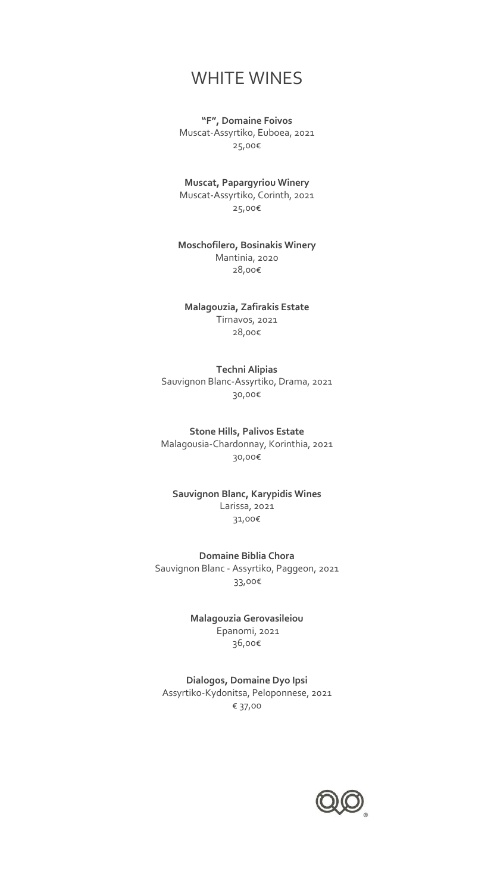# WHITE WINES

**"F", Domaine Foivos**
Muscat-Assyrtiko, Euboea, 2021
25,00€

**Muscat, Papargyriou Winery**
Muscat-Assyrtiko, Corinth, 2021
25,00€

**Moschofilero, Bosinakis Winery**
Mantinia, 2020
28,00€

**Malagouzia, Zafirakis Estate**
Tirnavos, 2021
28,00€

**Techni Alipias**
Sauvignon Blanc-Assyrtiko, Drama, 2021
30,00€

**Stone Hills, Palivos Estate**
Malagousia-Chardonnay, Korinthia, 2021
30,00€

**Sauvignon Blanc, Karypidis Wines**
Larissa, 2021
31,00€

**Domaine Biblia Chora**
Sauvignon Blanc - Assyrtiko, Paggeon, 2021
33,00€

**Malagouzia Gerovasileiou**
Epanomi, 2021
36,00€

**Dialogos, Domaine Dyo Ipsi**
Assyrtiko-Kydonitsa, Peloponnese, 2021
€ 37,00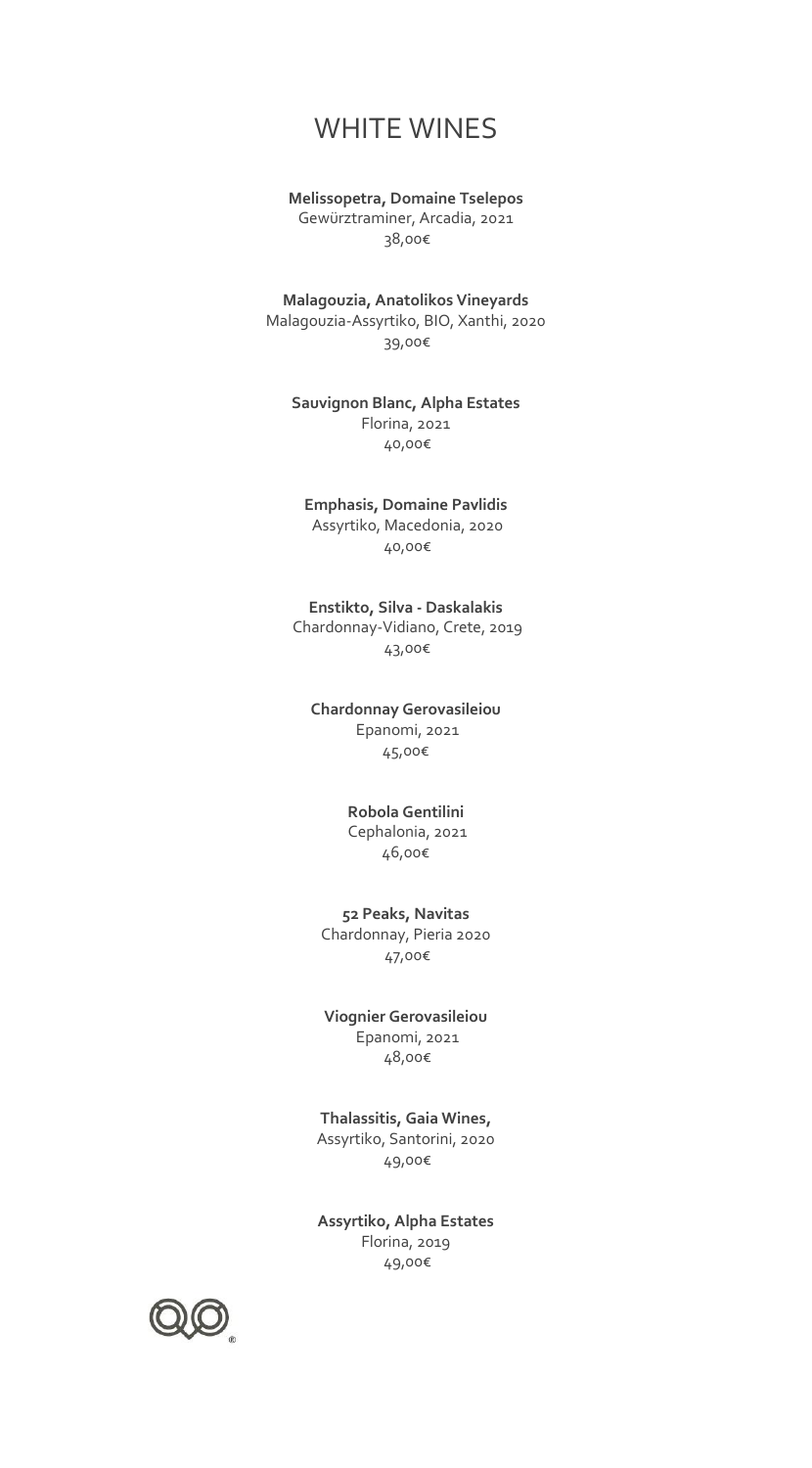# WHITE WINES

**Melissopetra, Domaine Tselepos**
Gewürztraminer, Arcadia, 2021
38,00€

**Malagouzia, Anatolikos Vineyards**
Malagouzia-Assyrtiko, BIO, Xanthi, 2020
39,00€

**Sauvignon Blanc, Alpha Estates**
Florina, 2021
40,00€

**Emphasis, Domaine Pavlidis**
Assyrtiko, Macedonia, 2020
40,00€

**Enstikto, Silva - Daskalakis**
Chardonnay-Vidiano, Crete, 2019
43,00€

**Chardonnay Gerovasileiou**
Epanomi, 2021
45,00€

**Robola Gentilini**
Cephalonia, 2021
46,00€

**52 Peaks, Navitas**
Chardonnay, Pieria 2020
47,00€

**Viognier Gerovasileiou**
Epanomi, 2021
48,00€

**Thalassitis, Gaia Wines,**
Assyrtiko, Santorini, 2020
49,00€

**Assyrtiko, Alpha Estates**
Florina, 2019
49,00€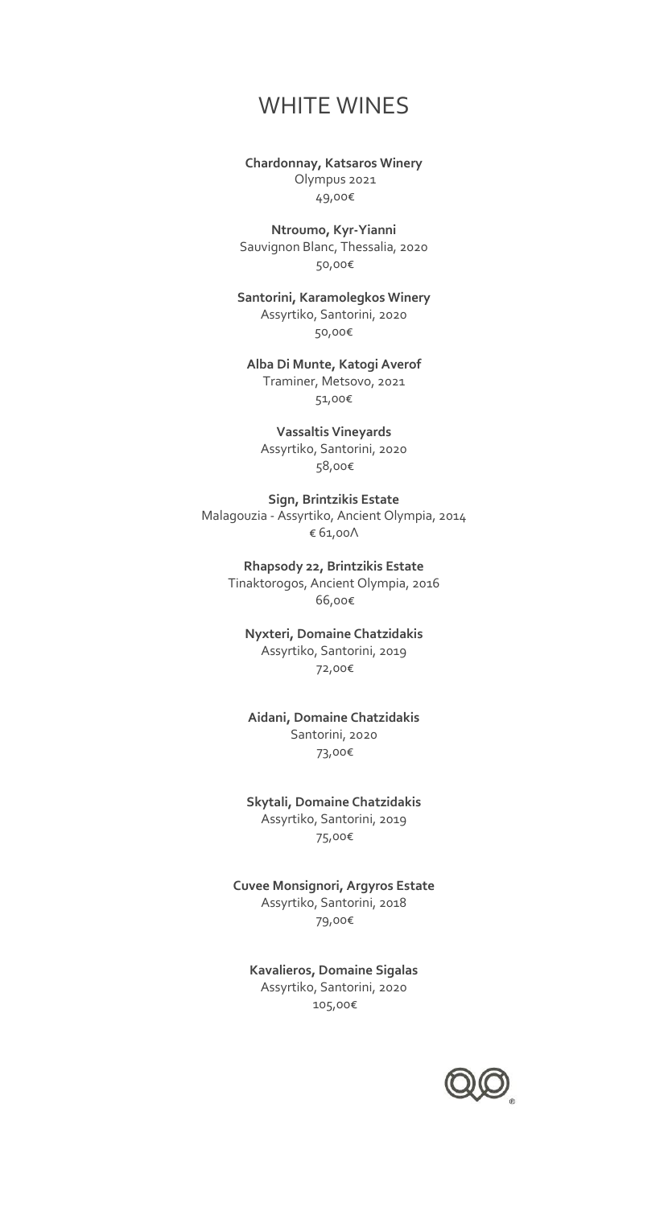# WHITE WINES

**Chardonnay, Katsaros Winery**
Olympus 2021
49,00€

**Ntroumo, Kyr-Yianni**
Sauvignon Blanc, Thessalia, 2020
50,00€

**Santorini, Karamolegkos Winery**
Assyrtiko, Santorini, 2020
50,00€

**Alba Di Munte, Katogi Averof**
Traminer, Metsovo, 2021
51,00€

**Vassaltis Vineyards**
Assyrtiko, Santorini, 2020
58,00€

**Sign, Brintzikis Estate**
Malagouzia - Assyrtiko, Ancient Olympia, 2014
€ 61,00Λ

**Rhapsody 22, Brintzikis Estate**
Tinaktorogos, Ancient Olympia, 2016
66,00€

**Nyxteri, Domaine Chatzidakis**
Assyrtiko, Santorini, 2019
72,00€

**Aidani, Domaine Chatzidakis**
Santorini, 2020
73,00€

**Skytali, Domaine Chatzidakis**
Assyrtiko, Santorini, 2019
75,00€

**Cuvee Monsignori, Argyros Estate**
Assyrtiko, Santorini, 2018
79,00€

**Kavalieros, Domaine Sigalas**
Assyrtiko, Santorini, 2020
105,00€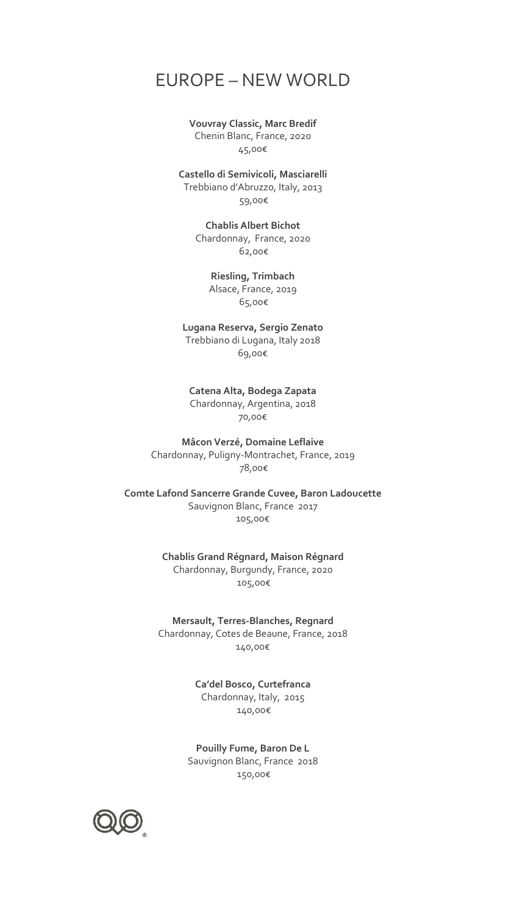# EUROPE – NEW WORLD

**Vouvray Classic, Marc Bredif**
Chenin Blanc, France, 2020
45,00€

**Castello di Semivicoli, Masciarelli**
Trebbiano d'Abruzzo, Italy, 2013
59,00€

**Chablis Albert Bichot**
Chardonnay, France, 2020
62,00€

**Riesling, Trimbach**
Alsace, France, 2019
65,00€

**Lugana Reserva, Sergio Zenato**
Trebbiano di Lugana, Italy 2018
69,00€

**Catena Alta, Bodega Zapata**
Chardonnay, Argentina, 2018
70,00€

**Mâcon Verzé, Domaine Leflaive**
Chardonnay, Puligny-Montrachet, France, 2019
78,00€

**Comte Lafond Sancerre Grande Cuvee, Baron Ladoucette**
Sauvignon Blanc, France 2017
105,00€

**Chablis Grand Régnard, Maison Régnard**
Chardonnay, Burgundy, France, 2020
105,00€

**Mersault, Terres-Blanches, Regnard**
Chardonnay, Cotes de Beaune, France, 2018
140,00€

**Ca'del Bosco, Curtefranca**
Chardonnay, Italy, 2015
140,00€

**Pouilly Fume, Baron De L**
Sauvignon Blanc, France 2018
150,00€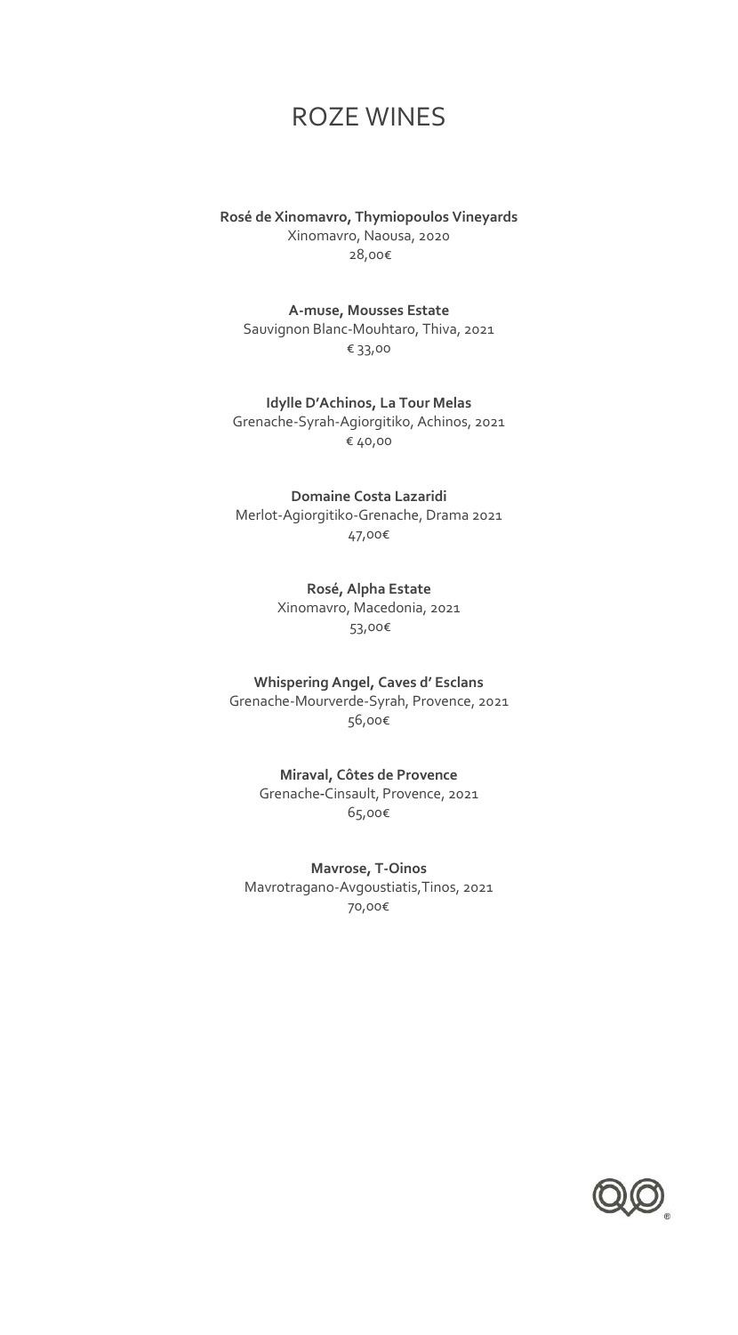# ROZE WINES

**Rosé de Xinomavro, Thymiopoulos Vineyards**
Xinomavro, Naousa, 2020
28,00€

**A-muse, Mousses Estate**
Sauvignon Blanc-Mouhtaro, Thiva, 2021
€ 33,00

**Idylle D'Achinos, La Tour Melas**
Grenache-Syrah-Agiorgitiko, Achinos, 2021
€ 40,00

**Domaine Costa Lazaridi**
Merlot-Agiorgitiko-Grenache, Drama 2021
47,00€

**Rosé, Alpha Estate**
Xinomavro, Macedonia, 2021
53,00€

**Whispering Angel, Caves d' Esclans**
Grenache-Mourverde-Syrah, Provence, 2021
56,00€

**Miraval, Côtes de Provence**
Grenache-Cinsault, Provence, 2021
65,00€

**Mavrose, T-Oinos**
Mavrotragano-Avgoustiatis,Tinos, 2021
70,00€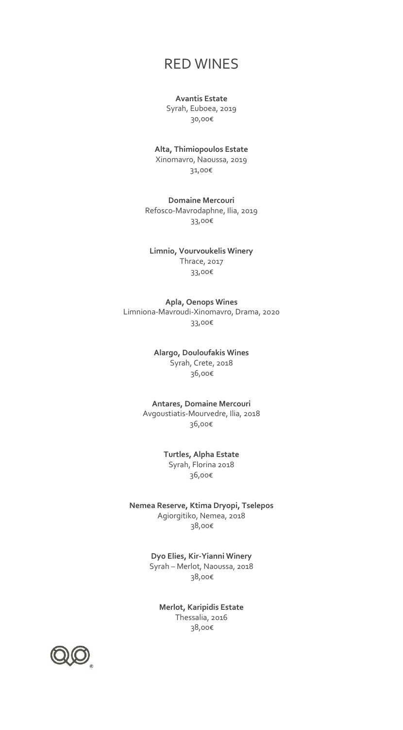# RED WINES

**Avantis Estate**
Syrah, Euboea, 2019
30,00€

**Alta, Thimiopoulos Estate**
Xinomavro, Naoussa, 2019
31,00€

**Domaine Mercouri**
Refosco-Mavrodaphne, Ilia, 2019
33,00€

**Limnio, Vourvoukelis Winery**
Thrace, 2017
33,00€

**Apla, Oenops Wines**
Limniona-Mavroudi-Xinomavro, Drama, 2020
33,00€

**Alargo, Douloufakis Wines**
Syrah, Crete, 2018
36,00€

**Antares, Domaine Mercouri**
Avgoustiatis-Mourvedre, Ilia, 2018
36,00€

**Turtles, Alpha Estate**
Syrah, Florina 2018
36,00€

**Nemea Reserve, Ktima Dryopi, Tselepos**
Agiorgitiko, Nemea, 2018
38,00€

**Dyo Elies, Kir-Yianni Winery**
Syrah – Merlot, Naoussa, 2018
38,00€

**Merlot, Karipidis Estate**
Thessalia, 2016
38,00€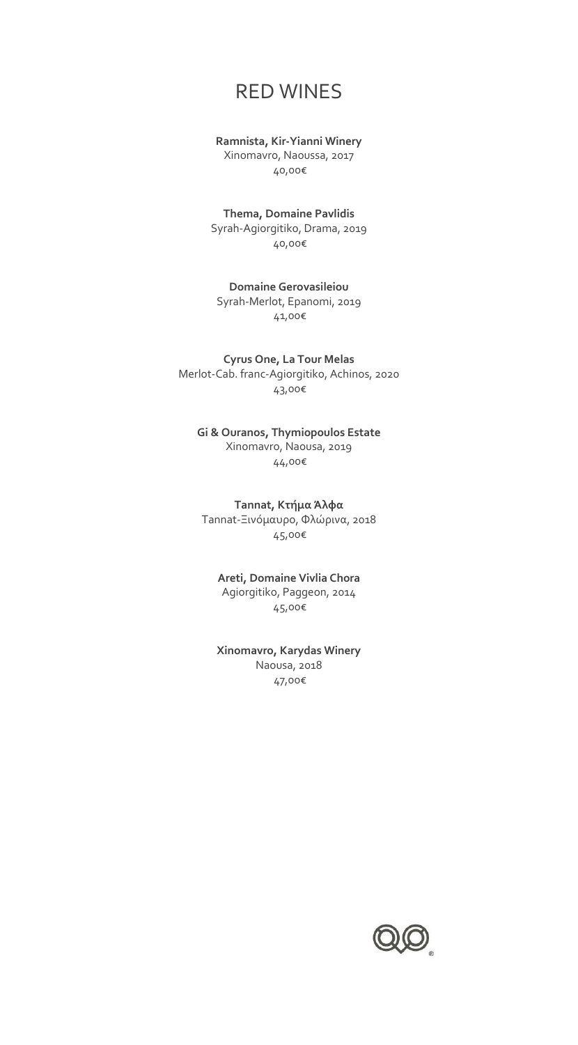# RED WINES

**Ramnista, Kir-Yianni Winery**
Xinomavro, Naoussa, 2017
40,00€

**Thema, Domaine Pavlidis**
Syrah-Agiorgitiko, Drama, 2019
40,00€

**Domaine Gerovasileiou**
Syrah-Merlot, Epanomi, 2019
41,00€

**Cyrus One, La Tour Melas**
Merlot-Cab. franc-Agiorgitiko, Achinos, 2020
43,00€

**Gi & Ouranos, Thymiopoulos Estate**
Xinomavro, Naousa, 2019
44,00€

**Tannat, Κτήμα Άλφα**
Tannat-Ξινόμαυρο, Φλώρινα, 2018
45,00€

**Areti, Domaine Vivlia Chora**
Agiorgitiko, Paggeon, 2014
45,00€

**Xinomavro, Karydas Winery**
Naousa, 2018
47,00€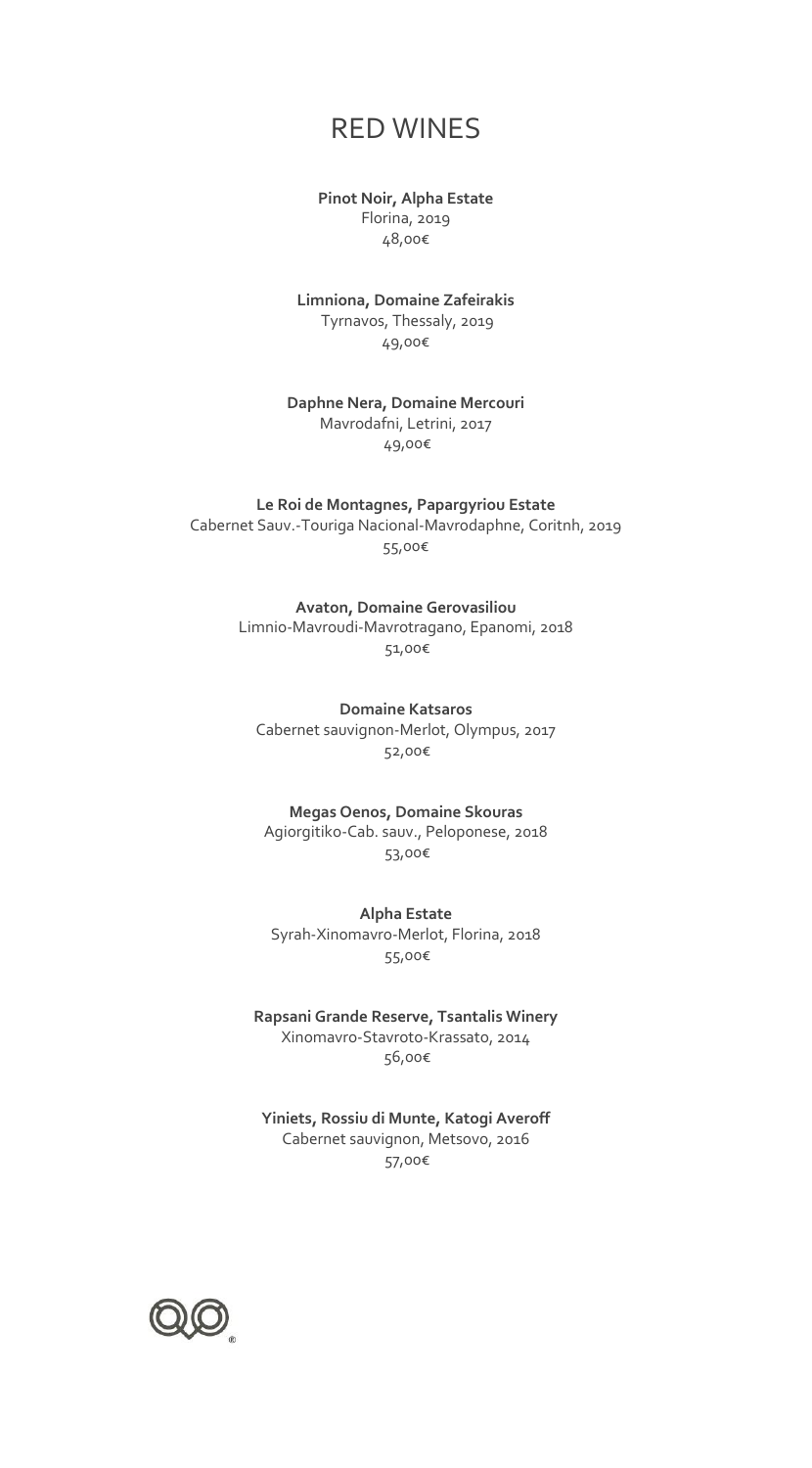# RED WINES

**Pinot Noir, Alpha Estate**
Florina, 2019
48,00€

**Limniona, Domaine Zafeirakis**
Tyrnavos, Thessaly, 2019
49,00€

**Daphne Nera, Domaine Mercouri**
Mavrodafni, Letrini, 2017
49,00€

**Le Roi de Montagnes, Papargyriou Estate**
Cabernet Sauv.-Touriga Nacional-Mavrodaphne, Coritnh, 2019
55,00€

**Avaton, Domaine Gerovasiliou**
Limnio-Mavroudi-Mavrotragano, Epanomi, 2018
51,00€

**Domaine Katsaros**
Cabernet sauvignon-Merlot, Olympus, 2017
52,00€

**Megas Oenos, Domaine Skouras**
Agiorgitiko-Cab. sauv., Peloponese, 2018
53,00€

**Alpha Estate**
Syrah-Xinomavro-Merlot, Florina, 2018
55,00€

**Rapsani Grande Reserve, Tsantalis Winery**
Xinomavro-Stavroto-Krassato, 2014
56,00€

**Yiniets, Rossiu di Munte, Katogi Averoff**
Cabernet sauvignon, Metsovo, 2016
57,00€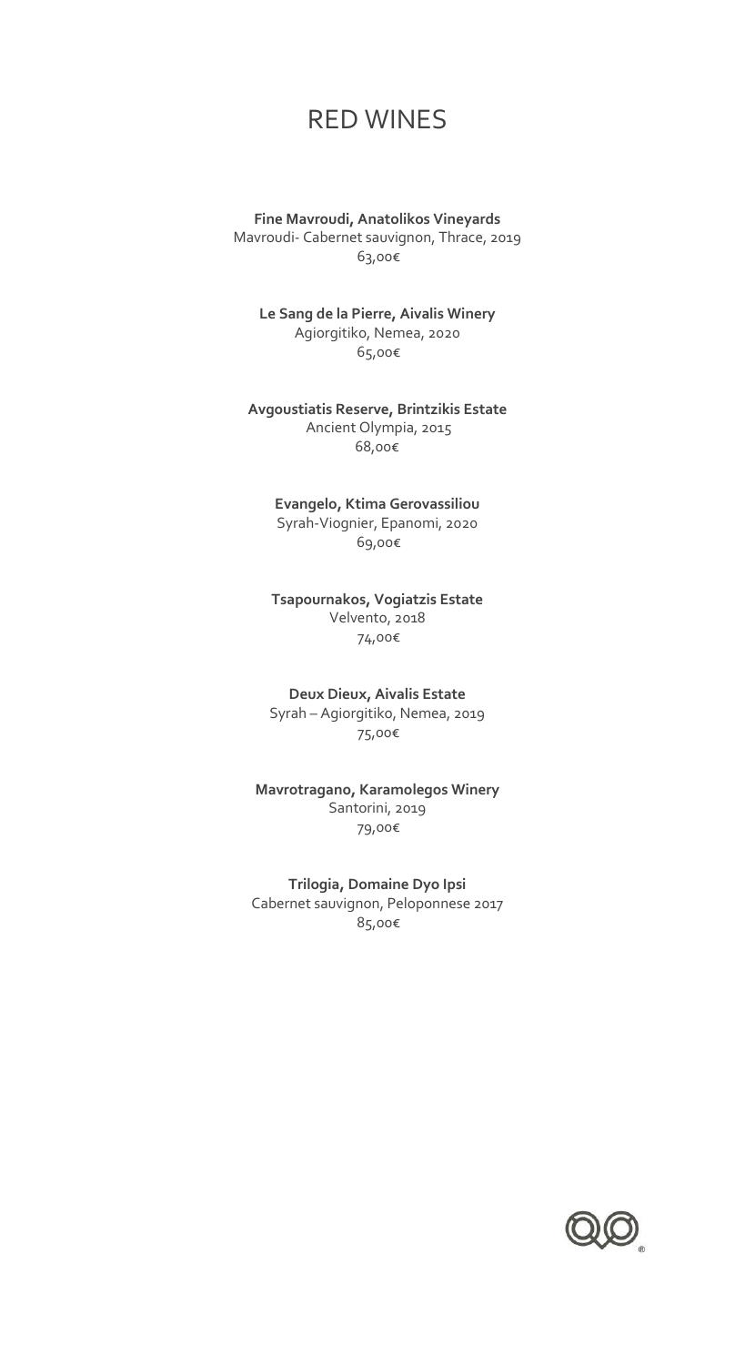# RED WINES

**Fine Mavroudi, Anatolikos Vineyards**
Mavroudi- Cabernet sauvignon, Thrace, 2019
63,00€

**Le Sang de la Pierre, Aivalis Winery**
Agiorgitiko, Nemea, 2020
65,00€

**Avgoustiatis Reserve, Brintzikis Estate**
Ancient Olympia, 2015
68,00€

**Evangelo, Ktima Gerovassiliou**
Syrah-Viognier, Epanomi, 2020
69,00€

**Tsapournakos, Vogiatzis Estate**
Velvento, 2018
74,00€

**Deux Dieux, Aivalis Estate**
Syrah – Agiorgitiko, Nemea, 2019
75,00€

**Mavrotragano, Karamolegos Winery**
Santorini, 2019
79,00€

**Trilogia, Domaine Dyo Ipsi**
Cabernet sauvignon, Peloponnese 2017
85,00€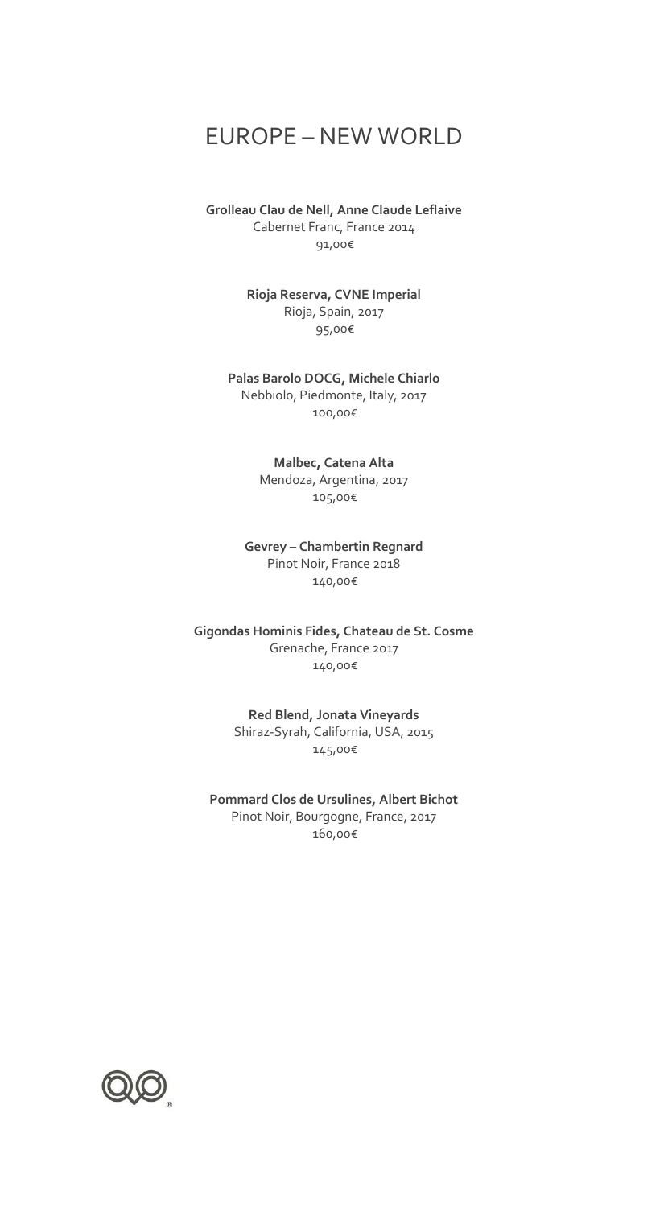# EUROPE – NEW WORLD

**Grolleau Clau de Nell, Anne Claude Leflaive**
Cabernet Franc, France 2014
91,00€

**Rioja Reserva, CVNE Imperial**
Rioja, Spain, 2017
95,00€

**Palas Barolo DOCG, Michele Chiarlo**
Nebbiolo, Piedmonte, Italy, 2017
100,00€

**Malbec, Catena Alta**
Mendoza, Argentina, 2017
105,00€

**Gevrey – Chambertin Regnard**
Pinot Noir, France 2018
140,00€

**Gigondas Hominis Fides, Chateau de St. Cosme**
Grenache, France 2017
140,00€

**Red Blend, Jonata Vineyards**
Shiraz-Syrah, California, USA, 2015
145,00€

**Pommard Clos de Ursulines, Albert Bichot**
Pinot Noir, Bourgogne, France, 2017
160,00€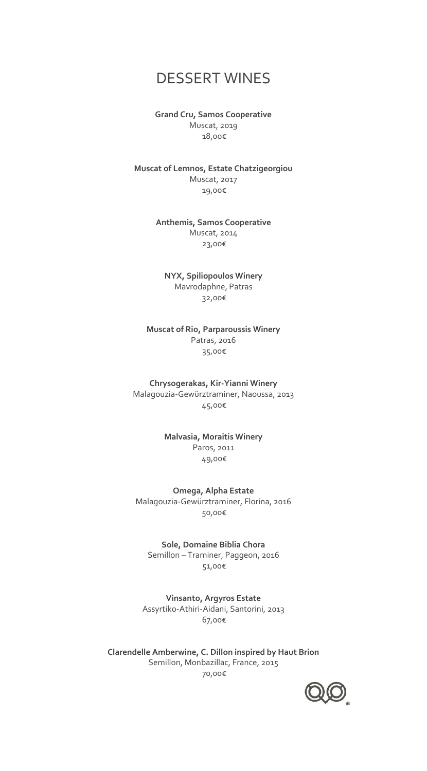# DESSERT WINES

**Grand Cru, Samos Cooperative**
Muscat, 2019
18,00€

**Muscat of Lemnos, Estate Chatzigeorgiou**
Muscat, 2017
19,00€

**Anthemis, Samos Cooperative**
Muscat, 2014
23,00€

**NYX, Spiliopoulos Winery**
Mavrodaphne, Patras
32,00€

**Muscat of Rio, Parparoussis Winery**
Patras, 2016
35,00€

**Chrysogerakas, Kir-Yianni Winery**
Malagouzia-Gewürztraminer, Naoussa, 2013
45,00€

**Malvasia, Moraitis Winery**
Paros, 2011
49,00€

**Omega, Alpha Estate**
Malagouzia-Gewürztraminer, Florina, 2016
50,00€

**Sole, Domaine Biblia Chora**
Semillon – Traminer, Paggeon, 2016
51,00€

**Vinsanto, Argyros Estate**
Assyrtiko-Athiri-Aidani, Santorini, 2013
67,00€

**Clarendelle Amberwine, C. Dillon inspired by Haut Brion**
Semillon, Monbazillac, France, 2015
70,00€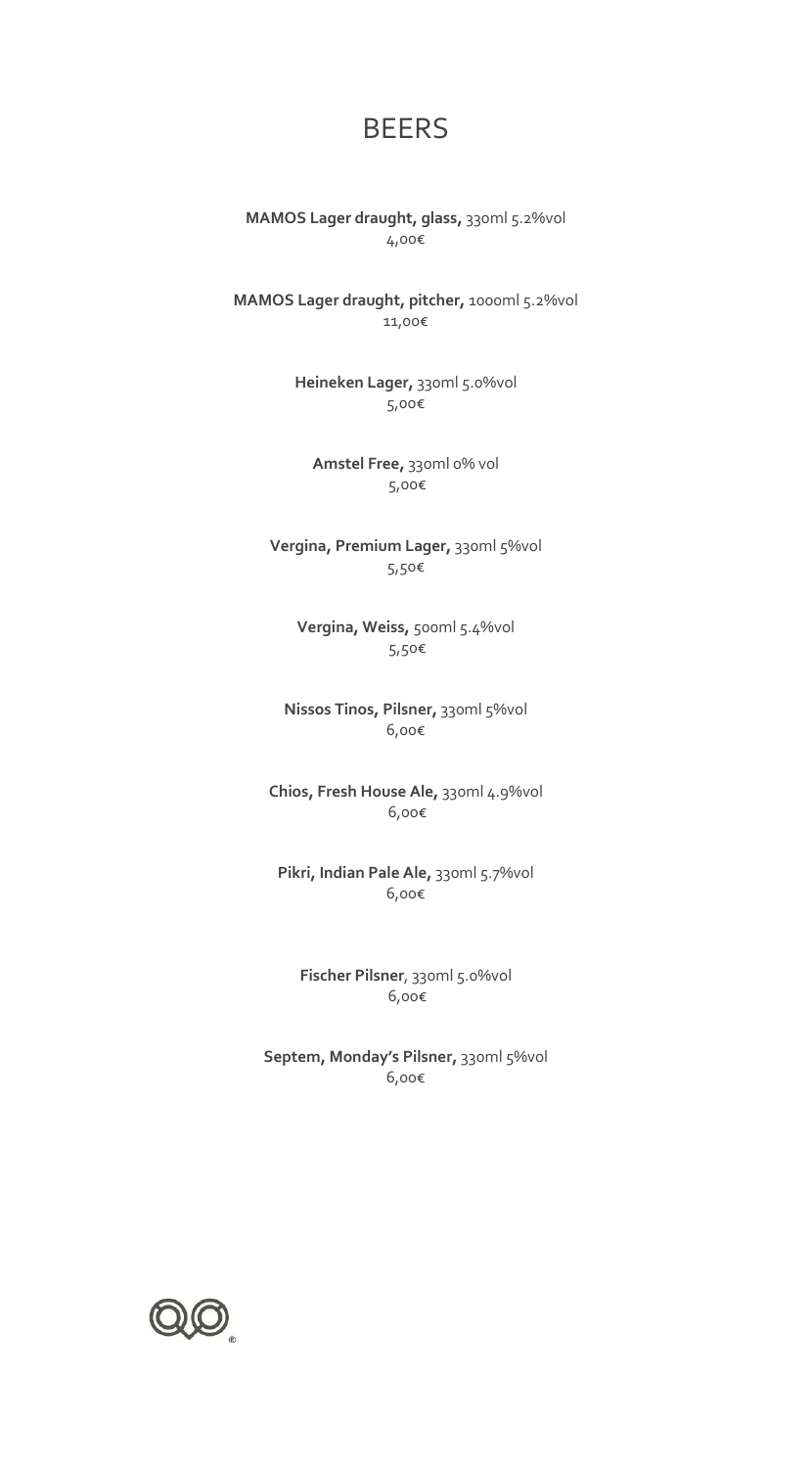# BEERS

**MAMOS Lager draught, glass,** 330ml 5.2%vol
4,00€

**MAMOS Lager draught, pitcher,** 1000ml 5.2%vol
11,00€

**Heineken Lager,** 330ml 5.0%vol
5,00€

**Amstel Free,** 330ml 0% vol
5,00€

**Vergina, Premium Lager,** 330ml 5%vol
5,50€

**Vergina, Weiss,** 500ml 5.4%vol
5,50€

**Nissos Tinos, Pilsner,** 330ml 5%vol
6,00€

**Chios, Fresh House Ale,** 330ml 4.9%vol
6,00€

**Pikri, Indian Pale Ale,** 330ml 5.7%vol
6,00€

**Fischer Pilsner**, 330ml 5.0%vol
6,00€

**Septem, Monday's Pilsner,** 330ml 5%vol
6,00€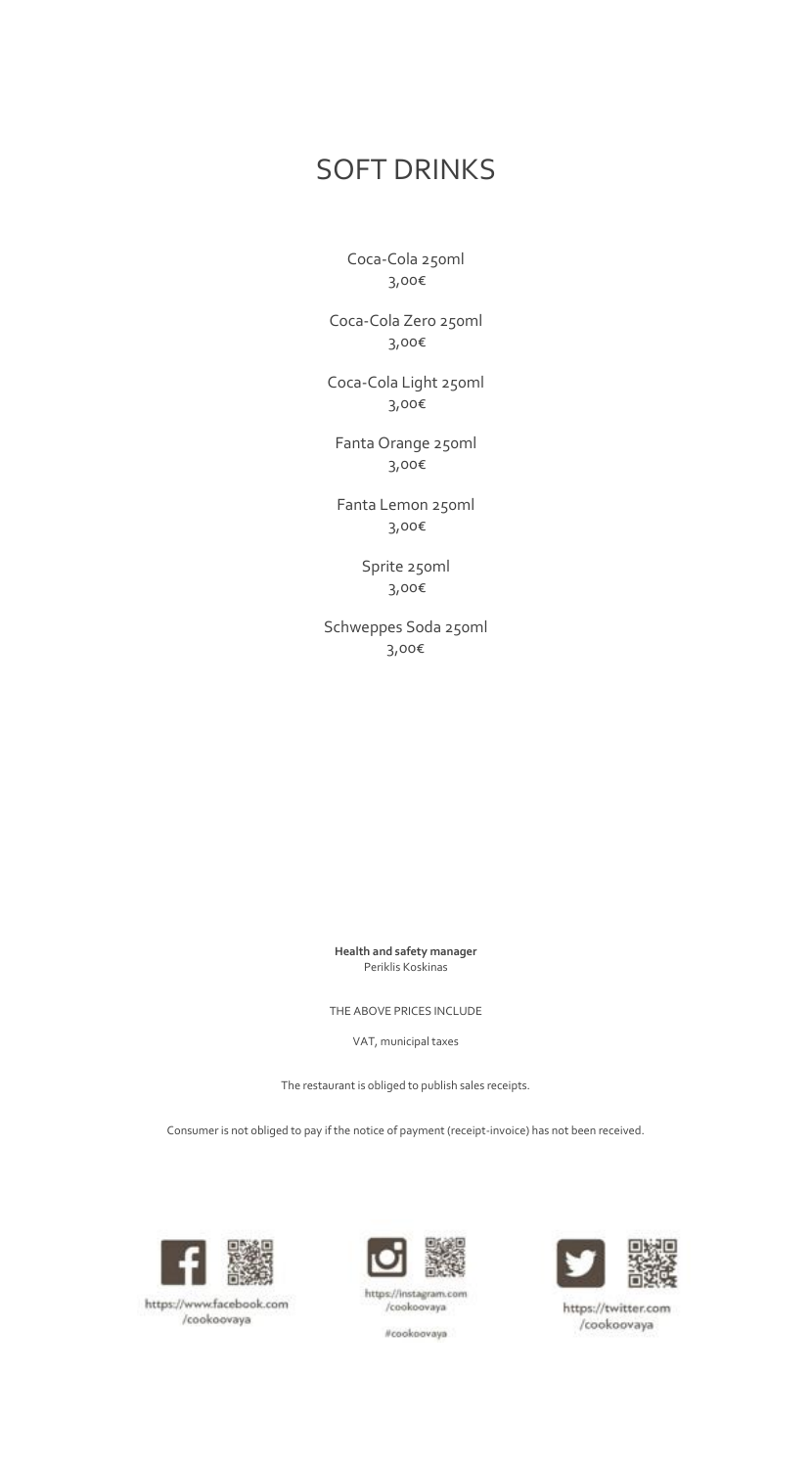# SOFT DRINKS

Coca-Cola 250ml
3,00€

Coca-Cola Zero 250ml
3,00€

Coca-Cola Light 250ml
3,00€

Fanta Orange 250ml
3,00€

Fanta Lemon 250ml
3,00€

Sprite 250ml
3,00€

Schweppes Soda 250ml
3,00€

**Health and safety manager**
Periklis Koskinas

THE ABOVE PRICES INCLUDE

VAT, municipal taxes

The restaurant is obliged to publish sales receipts.

Consumer is not obliged to pay if the notice of payment (receipt-invoice) has not been received.

https://www.facebook.com/cookoovaya

https://instagram.com/cookoovaya

#cookoovaya

https://twitter.com/cookoovaya